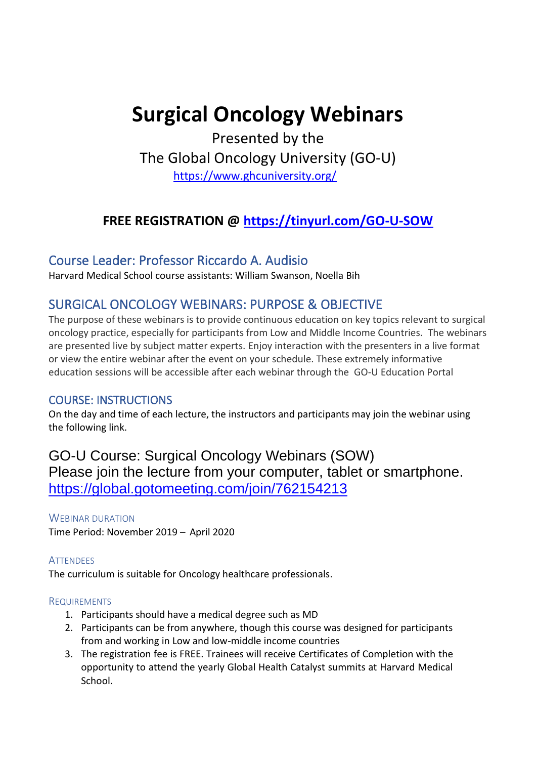# Surgical Oncology Webinars

Presented by the

The Global Oncology University (GO-U)

https://www.ghcuniversity.org/

**FREE REGISTRATION @ https://tinyurl.com/GO-U-SOW**

## Course Leader: Professor Riccardo A. Audisio

Harvard Medical School course assistants: William Swanson, Noella Bih

## SURGICAL ONCOLOGY WEBINARS: PURPOSE & OBJECTIVE

The purpose of these webinars is to provide continuous education on key topics relevant to surgical oncology practice, especially for participants from Low and Middle Income Countries. The webinars are presented live by subject matter experts. Enjoy interaction with the presenters in a live format or view the entire webinar after the event on your schedule. These extremely informative education sessions will be accessible after each webinar through the GO-U Education Portal

## COURSE: INSTRUCTIONS

On the day and time of each lecture, the instructors and participants may join the webinar using the following link.

GO-U Course: Surgical Oncology Webinars (SOW)
Please join the lecture from your computer, tablet or smartphone.
https://global.gotomeeting.com/join/762154213

### Webinar Duration

Time Period: November 2019 – April 2020

### Attendees

The curriculum is suitable for Oncology healthcare professionals.

### Requirements

1. Participants should have a medical degree such as MD
2. Participants can be from anywhere, though this course was designed for participants from and working in Low and low-middle income countries
3. The registration fee is FREE. Trainees will receive Certificates of Completion with the opportunity to attend the yearly Global Health Catalyst summits at Harvard Medical School.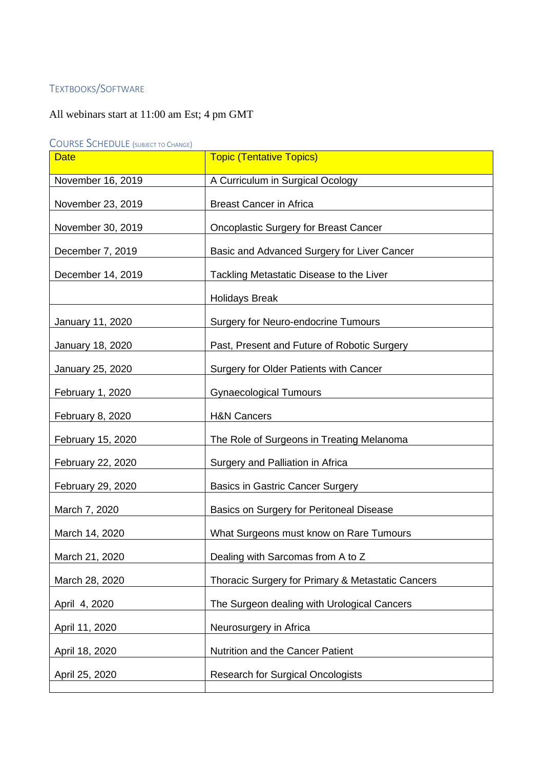## Textbooks/Software

All webinars start at 11:00 am Est; 4 pm GMT

## Course Schedule (subject to change)

| Date | Topic (Tentative Topics) |
|---|---|
| November 16, 2019 | A Curriculum in Surgical Ocology |
| November 23, 2019 | Breast Cancer in Africa |
| November 30, 2019 | Oncoplastic Surgery for Breast Cancer |
| December 7, 2019 | Basic and Advanced Surgery for Liver Cancer |
| December 14, 2019 | Tackling Metastatic Disease to the Liver |
| | Holidays Break |
| January 11, 2020 | Surgery for Neuro-endocrine Tumours |
| January 18, 2020 | Past, Present and Future of Robotic Surgery |
| January 25, 2020 | Surgery for Older Patients with Cancer |
| February 1, 2020 | Gynaecological Tumours |
| February 8, 2020 | H&N Cancers |
| February 15, 2020 | The Role of Surgeons in Treating Melanoma |
| February 22, 2020 | Surgery and Palliation in Africa |
| February 29, 2020 | Basics in Gastric Cancer Surgery |
| March 7, 2020 | Basics on Surgery for Peritoneal Disease |
| March 14, 2020 | What Surgeons must know on Rare Tumours |
| March 21, 2020 | Dealing with Sarcomas from A to Z |
| March 28, 2020 | Thoracic Surgery for Primary & Metastatic Cancers |
| April 4, 2020 | The Surgeon dealing with Urological Cancers |
| April 11, 2020 | Neurosurgery in Africa |
| April 18, 2020 | Nutrition and the Cancer Patient |
| April 25, 2020 | Research for Surgical Oncologists |
| | |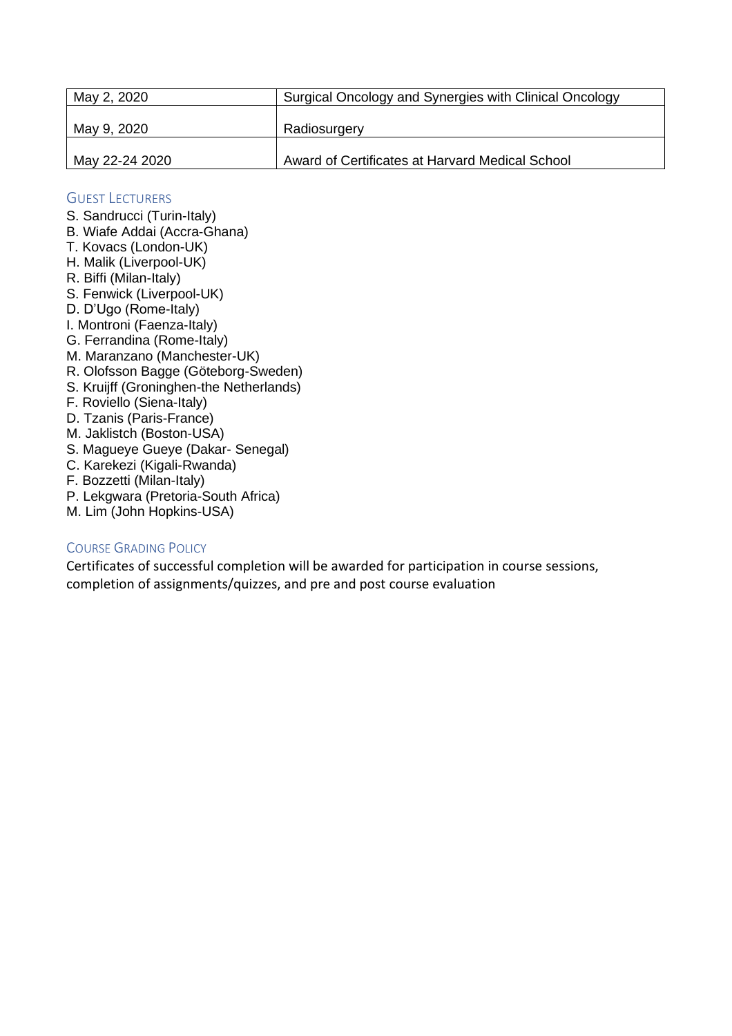| | |
|---|---|
| May 2, 2020 | Surgical Oncology and Synergies with Clinical Oncology |
| May 9, 2020 | Radiosurgery |
| May 22-24 2020 | Award of Certificates at Harvard Medical School |

## Guest Lecturers

S. Sandrucci (Turin-Italy)
B. Wiafe Addai (Accra-Ghana)
T. Kovacs (London-UK)
H. Malik (Liverpool-UK)
R. Biffi (Milan-Italy)
S. Fenwick (Liverpool-UK)
D. D'Ugo (Rome-Italy)
I. Montroni (Faenza-Italy)
G. Ferrandina (Rome-Italy)
M. Maranzano (Manchester-UK)
R. Olofsson Bagge (Göteborg-Sweden)
S. Kruijff (Groninghen-the Netherlands)
F. Roviello (Siena-Italy)
D. Tzanis (Paris-France)
M. Jaklistch (Boston-USA)
S. Magueye Gueye (Dakar- Senegal)
C. Karekezi (Kigali-Rwanda)
F. Bozzetti (Milan-Italy)
P. Lekgwara (Pretoria-South Africa)
M. Lim (John Hopkins-USA)

## Course Grading Policy

Certificates of successful completion will be awarded for participation in course sessions, completion of assignments/quizzes, and pre and post course evaluation